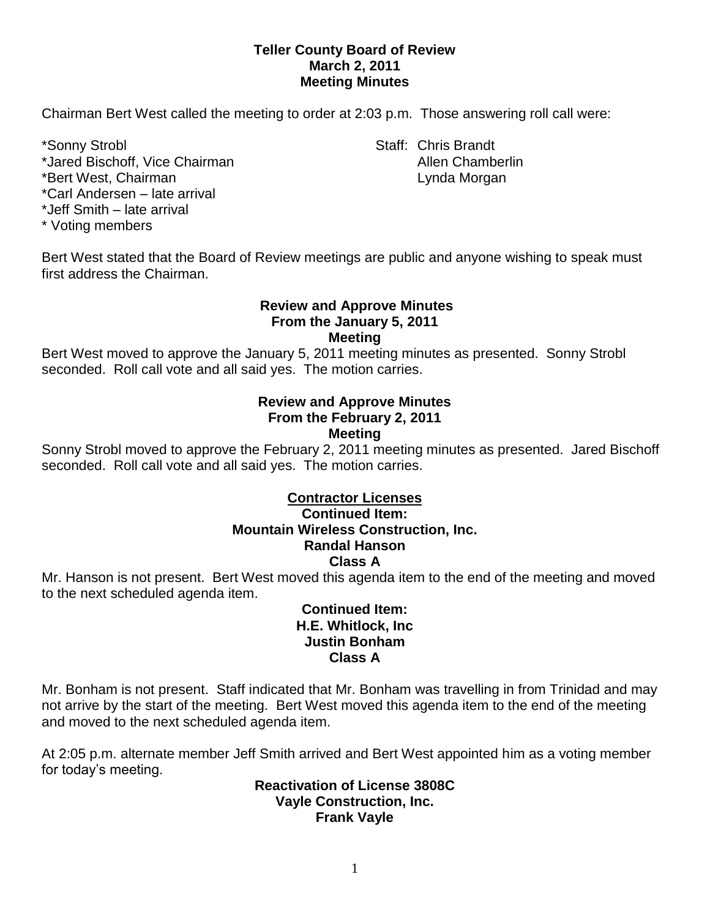# Teller County Board of Review
## March 2, 2011
## Meeting Minutes

Chairman Bert West called the meeting to order at 2:03 p.m. Those answering roll call were:

*Sonny Strobl
*Jared Bischoff, Vice Chairman
*Bert West, Chairman
*Carl Andersen – late arrival
*Jeff Smith – late arrival
* Voting members

Staff: Chris Brandt
Allen Chamberlin
Lynda Morgan

Bert West stated that the Board of Review meetings are public and anyone wishing to speak must first address the Chairman.

### Review and Approve Minutes From the January 5, 2011 Meeting

Bert West moved to approve the January 5, 2011 meeting minutes as presented. Sonny Strobl seconded. Roll call vote and all said yes. The motion carries.

### Review and Approve Minutes From the February 2, 2011 Meeting

Sonny Strobl moved to approve the February 2, 2011 meeting minutes as presented. Jared Bischoff seconded. Roll call vote and all said yes. The motion carries.

### Contractor Licenses

**Continued Item:**
**Mountain Wireless Construction, Inc.**
**Randal Hanson**
**Class A**

Mr. Hanson is not present. Bert West moved this agenda item to the end of the meeting and moved to the next scheduled agenda item.

**Continued Item:**
**H.E. Whitlock, Inc**
**Justin Bonham**
**Class A**

Mr. Bonham is not present. Staff indicated that Mr. Bonham was travelling in from Trinidad and may not arrive by the start of the meeting. Bert West moved this agenda item to the end of the meeting and moved to the next scheduled agenda item.

At 2:05 p.m. alternate member Jeff Smith arrived and Bert West appointed him as a voting member for today's meeting.

**Reactivation of License 3808C**
**Vayle Construction, Inc.**
**Frank Vayle**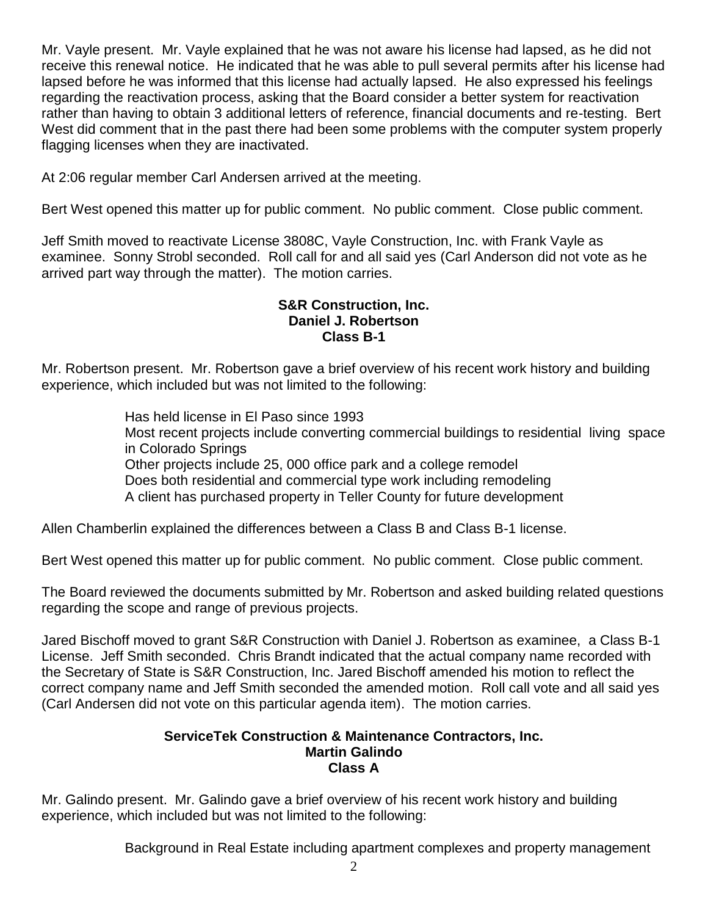Mr. Vayle present. Mr. Vayle explained that he was not aware his license had lapsed, as he did not receive this renewal notice. He indicated that he was able to pull several permits after his license had lapsed before he was informed that this license had actually lapsed. He also expressed his feelings regarding the reactivation process, asking that the Board consider a better system for reactivation rather than having to obtain 3 additional letters of reference, financial documents and re-testing. Bert West did comment that in the past there had been some problems with the computer system properly flagging licenses when they are inactivated.

At 2:06 regular member Carl Andersen arrived at the meeting.

Bert West opened this matter up for public comment. No public comment. Close public comment.

Jeff Smith moved to reactivate License 3808C, Vayle Construction, Inc. with Frank Vayle as examinee. Sonny Strobl seconded. Roll call for and all said yes (Carl Anderson did not vote as he arrived part way through the matter). The motion carries.

**S&R Construction, Inc.**
**Daniel J. Robertson**
**Class B-1**

Mr. Robertson present. Mr. Robertson gave a brief overview of his recent work history and building experience, which included but was not limited to the following:

Has held license in El Paso since 1993
Most recent projects include converting commercial buildings to residential living space in Colorado Springs
Other projects include 25, 000 office park and a college remodel
Does both residential and commercial type work including remodeling
A client has purchased property in Teller County for future development

Allen Chamberlin explained the differences between a Class B and Class B-1 license.

Bert West opened this matter up for public comment. No public comment. Close public comment.

The Board reviewed the documents submitted by Mr. Robertson and asked building related questions regarding the scope and range of previous projects.

Jared Bischoff moved to grant S&R Construction with Daniel J. Robertson as examinee, a Class B-1 License. Jeff Smith seconded. Chris Brandt indicated that the actual company name recorded with the Secretary of State is S&R Construction, Inc. Jared Bischoff amended his motion to reflect the correct company name and Jeff Smith seconded the amended motion. Roll call vote and all said yes (Carl Andersen did not vote on this particular agenda item). The motion carries.

**ServiceTek Construction & Maintenance Contractors, Inc.**
**Martin Galindo**
**Class A**

Mr. Galindo present. Mr. Galindo gave a brief overview of his recent work history and building experience, which included but was not limited to the following:

Background in Real Estate including apartment complexes and property management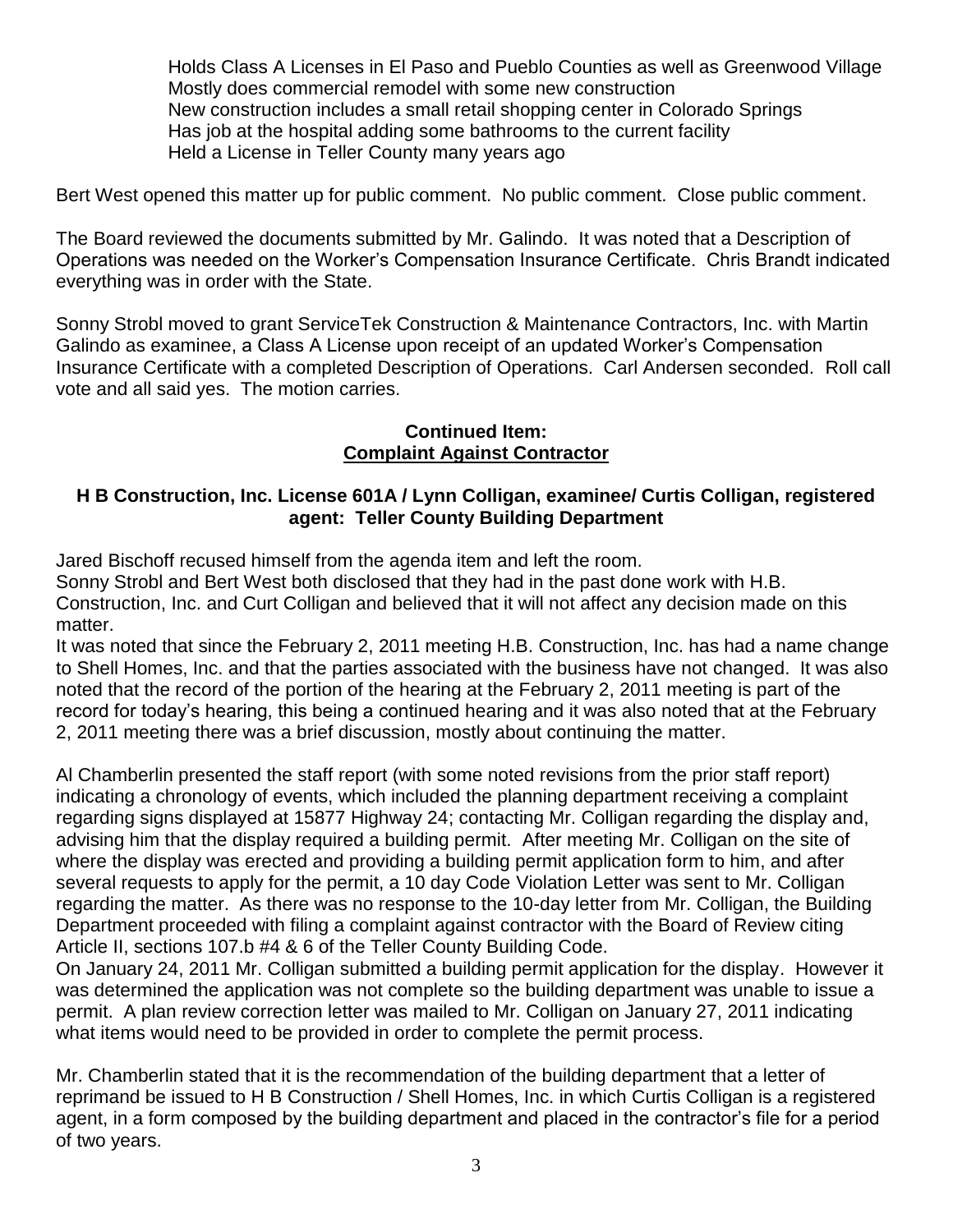Holds Class A Licenses in El Paso and Pueblo Counties as well as Greenwood Village
Mostly does commercial remodel with some new construction
New construction includes a small retail shopping center in Colorado Springs
Has job at the hospital adding some bathrooms to the current facility
Held a License in Teller County many years ago

Bert West opened this matter up for public comment. No public comment. Close public comment.

The Board reviewed the documents submitted by Mr. Galindo. It was noted that a Description of Operations was needed on the Worker's Compensation Insurance Certificate. Chris Brandt indicated everything was in order with the State.

Sonny Strobl moved to grant ServiceTek Construction & Maintenance Contractors, Inc. with Martin Galindo as examinee, a Class A License upon receipt of an updated Worker's Compensation Insurance Certificate with a completed Description of Operations. Carl Andersen seconded. Roll call vote and all said yes. The motion carries.

**Continued Item:**
**<u>Complaint Against Contractor</u>**

**H B Construction, Inc. License 601A / Lynn Colligan, examinee/ Curtis Colligan, registered agent: Teller County Building Department**

Jared Bischoff recused himself from the agenda item and left the room.
Sonny Strobl and Bert West both disclosed that they had in the past done work with H.B. Construction, Inc. and Curt Colligan and believed that it will not affect any decision made on this matter.
It was noted that since the February 2, 2011 meeting H.B. Construction, Inc. has had a name change to Shell Homes, Inc. and that the parties associated with the business have not changed. It was also noted that the record of the portion of the hearing at the February 2, 2011 meeting is part of the record for today's hearing, this being a continued hearing and it was also noted that at the February 2, 2011 meeting there was a brief discussion, mostly about continuing the matter.

Al Chamberlin presented the staff report (with some noted revisions from the prior staff report) indicating a chronology of events, which included the planning department receiving a complaint regarding signs displayed at 15877 Highway 24; contacting Mr. Colligan regarding the display and, advising him that the display required a building permit. After meeting Mr. Colligan on the site of where the display was erected and providing a building permit application form to him, and after several requests to apply for the permit, a 10 day Code Violation Letter was sent to Mr. Colligan regarding the matter. As there was no response to the 10-day letter from Mr. Colligan, the Building Department proceeded with filing a complaint against contractor with the Board of Review citing Article II, sections 107.b #4 & 6 of the Teller County Building Code.
On January 24, 2011 Mr. Colligan submitted a building permit application for the display. However it was determined the application was not complete so the building department was unable to issue a permit. A plan review correction letter was mailed to Mr. Colligan on January 27, 2011 indicating what items would need to be provided in order to complete the permit process.

Mr. Chamberlin stated that it is the recommendation of the building department that a letter of reprimand be issued to H B Construction / Shell Homes, Inc. in which Curtis Colligan is a registered agent, in a form composed by the building department and placed in the contractor's file for a period of two years.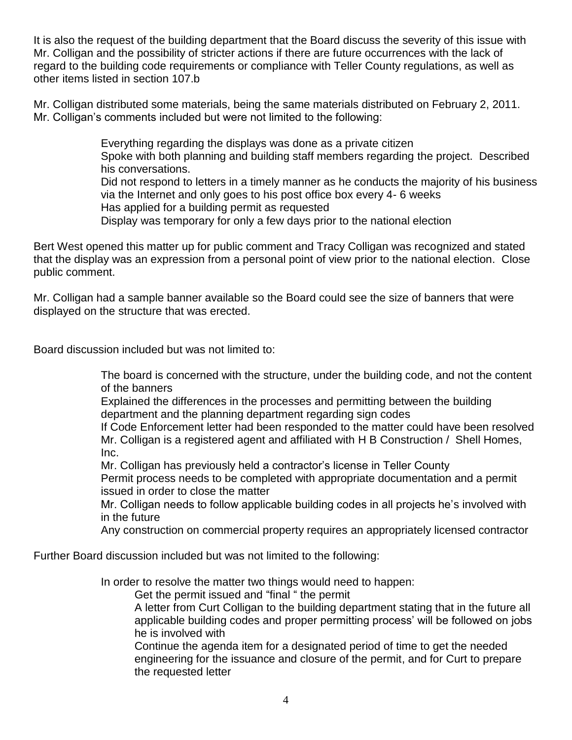It is also the request of the building department that the Board discuss the severity of this issue with Mr. Colligan and the possibility of stricter actions if there are future occurrences with the lack of regard to the building code requirements or compliance with Teller County regulations, as well as other items listed in section 107.b

Mr. Colligan distributed some materials, being the same materials distributed on February 2, 2011. Mr. Colligan's comments included but were not limited to the following:

- Everything regarding the displays was done as a private citizen
- Spoke with both planning and building staff members regarding the project. Described his conversations.
- Did not respond to letters in a timely manner as he conducts the majority of his business via the Internet and only goes to his post office box every 4- 6 weeks
- Has applied for a building permit as requested
- Display was temporary for only a few days prior to the national election

Bert West opened this matter up for public comment and Tracy Colligan was recognized and stated that the display was an expression from a personal point of view prior to the national election. Close public comment.

Mr. Colligan had a sample banner available so the Board could see the size of banners that were displayed on the structure that was erected.

Board discussion included but was not limited to:

- The board is concerned with the structure, under the building code, and not the content of the banners
- Explained the differences in the processes and permitting between the building department and the planning department regarding sign codes
- If Code Enforcement letter had been responded to the matter could have been resolved
- Mr. Colligan is a registered agent and affiliated with H B Construction / Shell Homes, Inc.
- Mr. Colligan has previously held a contractor's license in Teller County
- Permit process needs to be completed with appropriate documentation and a permit issued in order to close the matter
- Mr. Colligan needs to follow applicable building codes in all projects he's involved with in the future
- Any construction on commercial property requires an appropriately licensed contractor

Further Board discussion included but was not limited to the following:

- In order to resolve the matter two things would need to happen:
  - Get the permit issued and "final " the permit
  - A letter from Curt Colligan to the building department stating that in the future all applicable building codes and proper permitting process' will be followed on jobs he is involved with
  - Continue the agenda item for a designated period of time to get the needed engineering for the issuance and closure of the permit, and for Curt to prepare the requested letter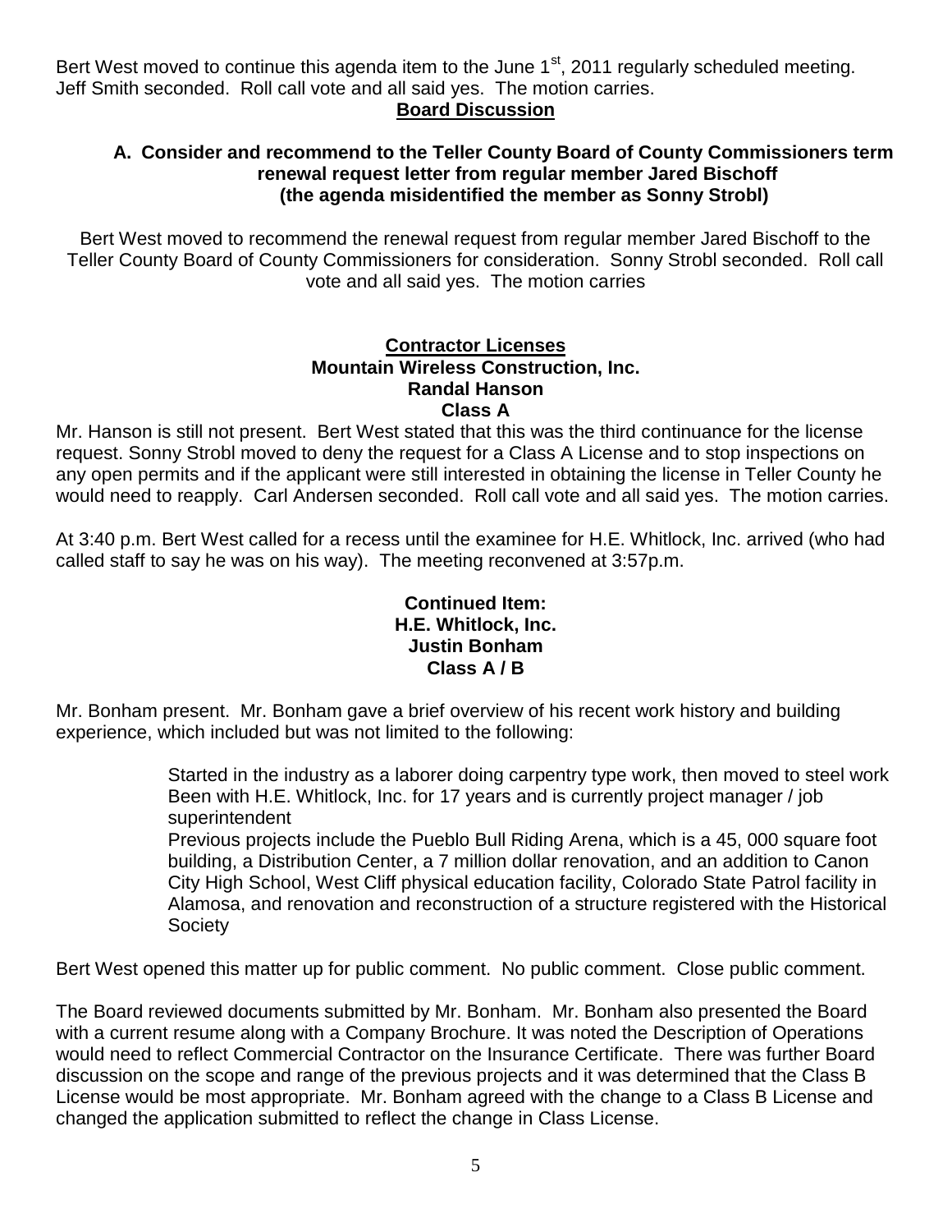Bert West moved to continue this agenda item to the June 1st, 2011 regularly scheduled meeting. Jeff Smith seconded. Roll call vote and all said yes. The motion carries.

## Board Discussion

**A. Consider and recommend to the Teller County Board of County Commissioners term renewal request letter from regular member Jared Bischoff (the agenda misidentified the member as Sonny Strobl)**

Bert West moved to recommend the renewal request from regular member Jared Bischoff to the Teller County Board of County Commissioners for consideration. Sonny Strobl seconded. Roll call vote and all said yes. The motion carries

## Contractor Licenses
**Mountain Wireless Construction, Inc.**
**Randal Hanson**
**Class A**

Mr. Hanson is still not present. Bert West stated that this was the third continuance for the license request. Sonny Strobl moved to deny the request for a Class A License and to stop inspections on any open permits and if the applicant were still interested in obtaining the license in Teller County he would need to reapply. Carl Andersen seconded. Roll call vote and all said yes. The motion carries.

At 3:40 p.m. Bert West called for a recess until the examinee for H.E. Whitlock, Inc. arrived (who had called staff to say he was on his way). The meeting reconvened at 3:57p.m.

**Continued Item:**
**H.E. Whitlock, Inc.**
**Justin Bonham**
**Class A / B**

Mr. Bonham present. Mr. Bonham gave a brief overview of his recent work history and building experience, which included but was not limited to the following:

> Started in the industry as a laborer doing carpentry type work, then moved to steel work
> Been with H.E. Whitlock, Inc. for 17 years and is currently project manager / job superintendent
> Previous projects include the Pueblo Bull Riding Arena, which is a 45, 000 square foot building, a Distribution Center, a 7 million dollar renovation, and an addition to Canon City High School, West Cliff physical education facility, Colorado State Patrol facility in Alamosa, and renovation and reconstruction of a structure registered with the Historical Society

Bert West opened this matter up for public comment. No public comment. Close public comment.

The Board reviewed documents submitted by Mr. Bonham. Mr. Bonham also presented the Board with a current resume along with a Company Brochure. It was noted the Description of Operations would need to reflect Commercial Contractor on the Insurance Certificate. There was further Board discussion on the scope and range of the previous projects and it was determined that the Class B License would be most appropriate. Mr. Bonham agreed with the change to a Class B License and changed the application submitted to reflect the change in Class License.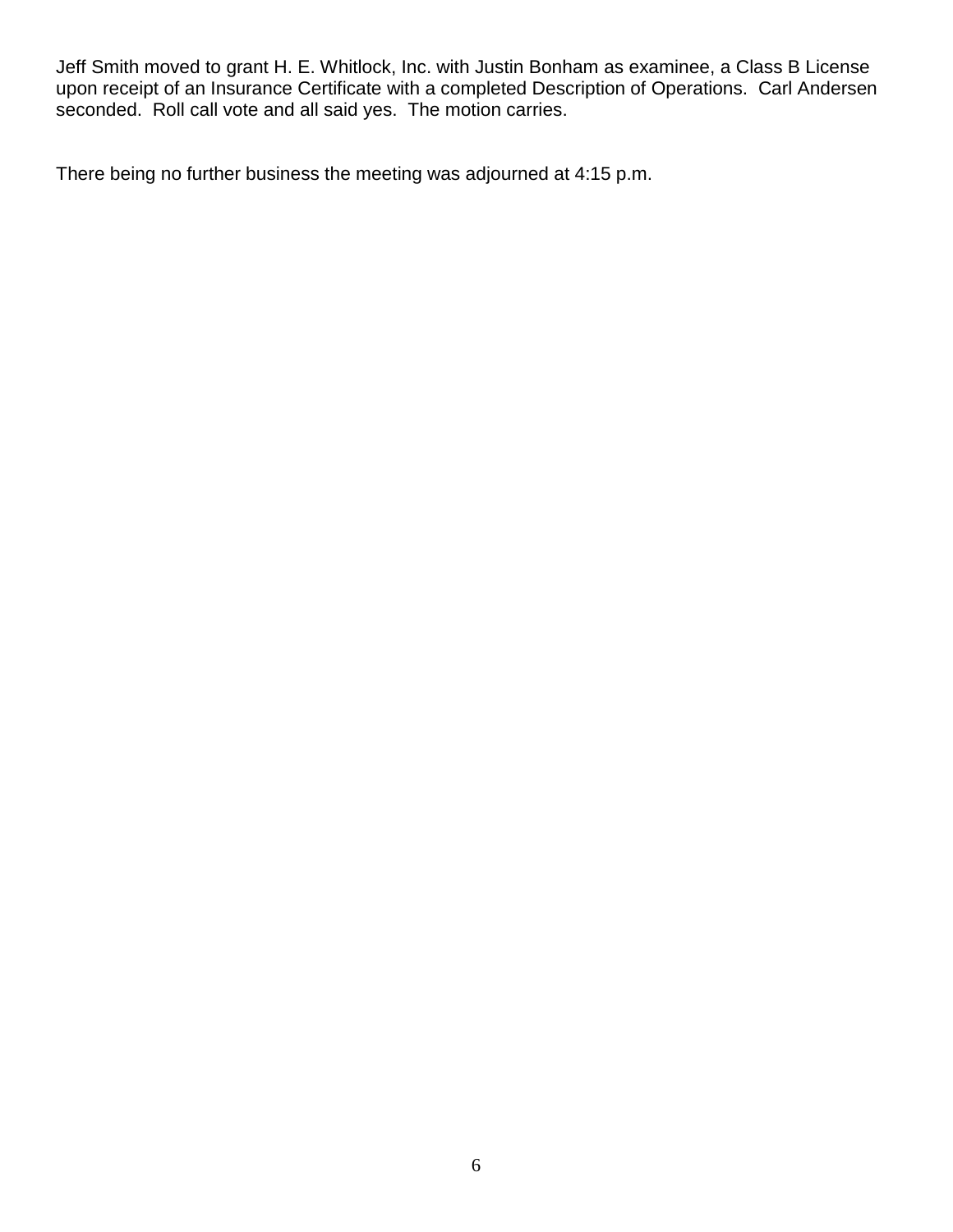Jeff Smith moved to grant H. E. Whitlock, Inc. with Justin Bonham as examinee, a Class B License upon receipt of an Insurance Certificate with a completed Description of Operations. Carl Andersen seconded. Roll call vote and all said yes. The motion carries.

There being no further business the meeting was adjourned at 4:15 p.m.